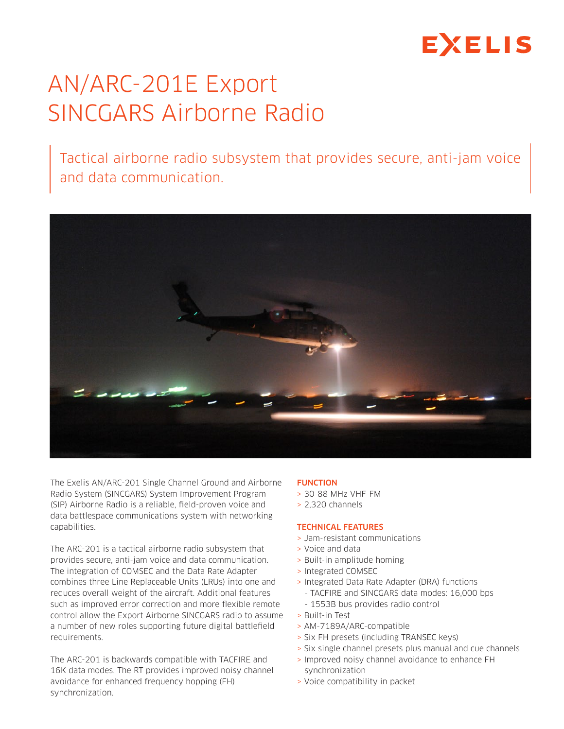EXELIS

# AN/ARC-201E Export SINCGARS Airborne Radio

Tactical airborne radio subsystem that provides secure, anti-jam voice and data communication.

The Exelis AN/ARC-201 Single Channel Ground and Airborne Radio System (SINCGARS) System Improvement Program (SIP) Airborne Radio is a reliable, field-proven voice and data battlespace communications system with networking capabilities.

The ARC-201 is a tactical airborne radio subsystem that provides secure, anti-jam voice and data communication. The integration of COMSEC and the Data Rate Adapter combines three Line Replaceable Units (LRUs) into one and reduces overall weight of the aircraft. Additional features such as improved error correction and more flexible remote control allow the Export Airborne SINCGARS radio to assume a number of new roles supporting future digital battlefield requirements.

The ARC-201 is backwards compatible with TACFIRE and 16K data modes. The RT provides improved noisy channel avoidance for enhanced frequency hopping (FH) synchronization.

## FUNCTION

- 30-88 MHz VHF-FM
- 2,320 channels

## TECHNICAL FEATURES

- Jam-resistant communications
- Voice and data
- Built-in amplitude homing
- Integrated COMSEC
- Integrated Data Rate Adapter (DRA) functions
  - TACFIRE and SINCGARS data modes: 16,000 bps
  - 1553B bus provides radio control
- Built-in Test
- AM-7189A/ARC-compatible
- Six FH presets (including TRANSEC keys)
- Six single channel presets plus manual and cue channels
- Improved noisy channel avoidance to enhance FH synchronization
- Voice compatibility in packet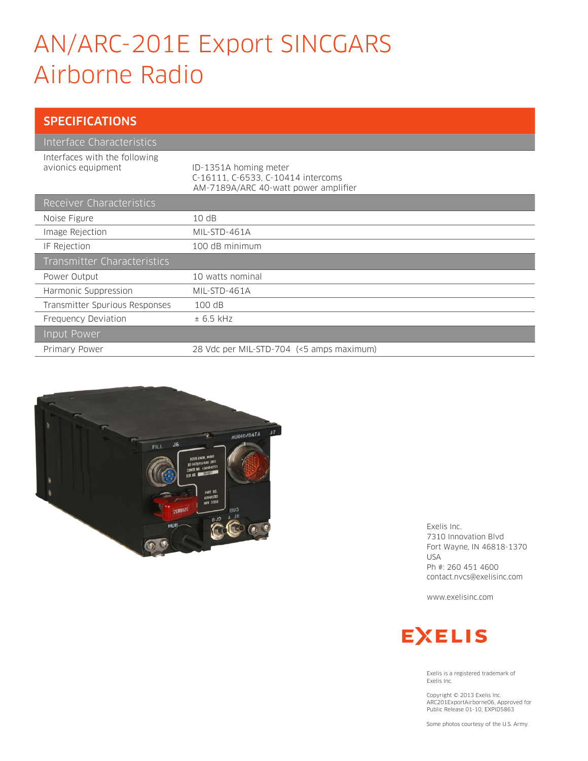# AN/ARC-201E Export SINCGARS Airborne Radio

## SPECIFICATIONS

| | |
|---|---|
| **Interface Characteristics** | |
| Interfaces with the following avionics equipment | ID-1351A homing meter<br>C-16111, C-6533, C-10414 intercoms<br>AM-7189A/ARC 40-watt power amplifier |
| **Receiver Characteristics** | |
| Noise Figure | 10 dB |
| Image Rejection | MIL-STD-461A |
| IF Rejection | 100 dB minimum |
| **Transmitter Characteristics** | |
| Power Output | 10 watts nominal |
| Harmonic Suppression | MIL-STD-461A |
| Transmitter Spurious Responses | 100 dB |
| Frequency Deviation | ± 6.5 kHz |
| **Input Power** | |
| Primary Power | 28 Vdc per MIL-STD-704 (<5 amps maximum) |

Exelis Inc.
7310 Innovation Blvd
Fort Wayne, IN 46818-1370
USA
Ph #: 260 451 4600
contact.nvcs@exelisinc.com

www.exelisinc.com

EXELIS

Exelis is a registered trademark of Exelis Inc.

Copyright © 2013 Exelis Inc.
ARC201ExportAirborne06, Approved for Public Release 01-10, EXPID5863

Some photos courtesy of the U.S. Army.